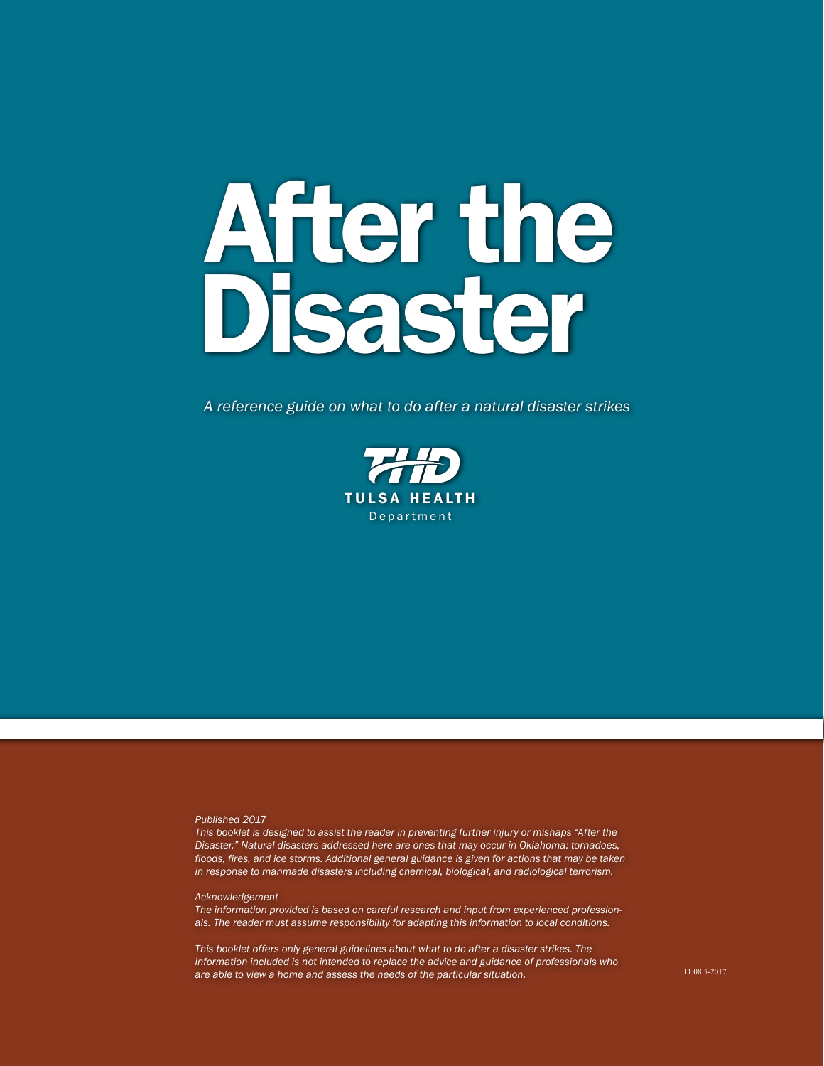# After the Disaster

*A reference guide on what to do after a natural disaster strikes*

THD
TULSA HEALTH
Department

*Published 2017*

*This booklet is designed to assist the reader in preventing further injury or mishaps "After the Disaster." Natural disasters addressed here are ones that may occur in Oklahoma: tornadoes, floods, fires, and ice storms. Additional general guidance is given for actions that may be taken in response to manmade disasters including chemical, biological, and radiological terrorism.*

*Acknowledgement*

*The information provided is based on careful research and input from experienced professionals. The reader must assume responsibility for adapting this information to local conditions.*

*This booklet offers only general guidelines about what to do after a disaster strikes. The information included is not intended to replace the advice and guidance of professionals who are able to view a home and assess the needs of the particular situation.*

11.08 5-2017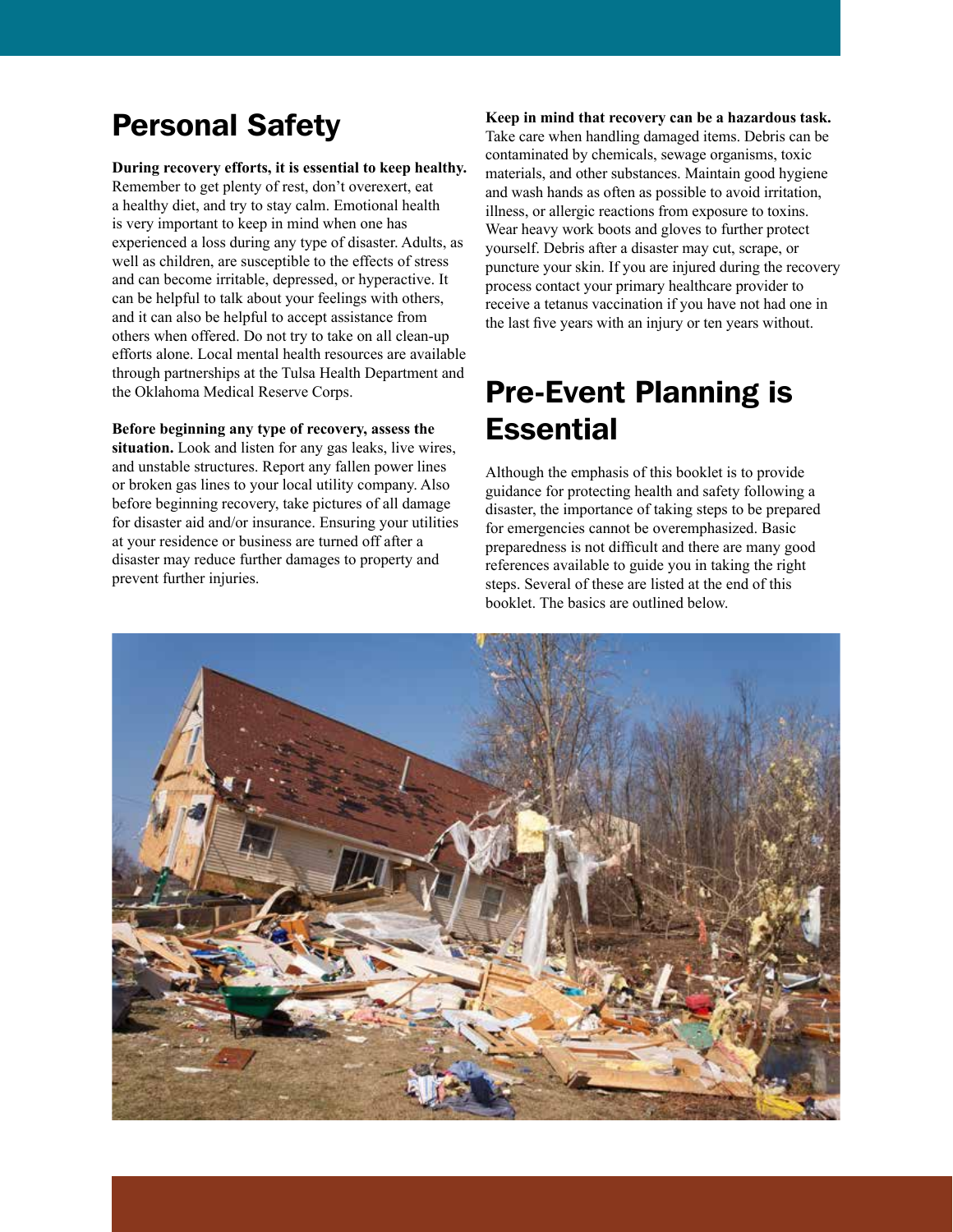## Personal Safety

**During recovery efforts, it is essential to keep healthy.** Remember to get plenty of rest, don't overexert, eat a healthy diet, and try to stay calm. Emotional health is very important to keep in mind when one has experienced a loss during any type of disaster. Adults, as well as children, are susceptible to the effects of stress and can become irritable, depressed, or hyperactive. It can be helpful to talk about your feelings with others, and it can also be helpful to accept assistance from others when offered. Do not try to take on all clean-up efforts alone. Local mental health resources are available through partnerships at the Tulsa Health Department and the Oklahoma Medical Reserve Corps.

**Before beginning any type of recovery, assess the situation.** Look and listen for any gas leaks, live wires, and unstable structures. Report any fallen power lines or broken gas lines to your local utility company. Also before beginning recovery, take pictures of all damage for disaster aid and/or insurance. Ensuring your utilities at your residence or business are turned off after a disaster may reduce further damages to property and prevent further injuries.

**Keep in mind that recovery can be a hazardous task.** Take care when handling damaged items. Debris can be contaminated by chemicals, sewage organisms, toxic materials, and other substances. Maintain good hygiene and wash hands as often as possible to avoid irritation, illness, or allergic reactions from exposure to toxins. Wear heavy work boots and gloves to further protect yourself. Debris after a disaster may cut, scrape, or puncture your skin. If you are injured during the recovery process contact your primary healthcare provider to receive a tetanus vaccination if you have not had one in the last five years with an injury or ten years without.

## Pre-Event Planning is Essential

Although the emphasis of this booklet is to provide guidance for protecting health and safety following a disaster, the importance of taking steps to be prepared for emergencies cannot be overemphasized. Basic preparedness is not difficult and there are many good references available to guide you in taking the right steps. Several of these are listed at the end of this booklet. The basics are outlined below.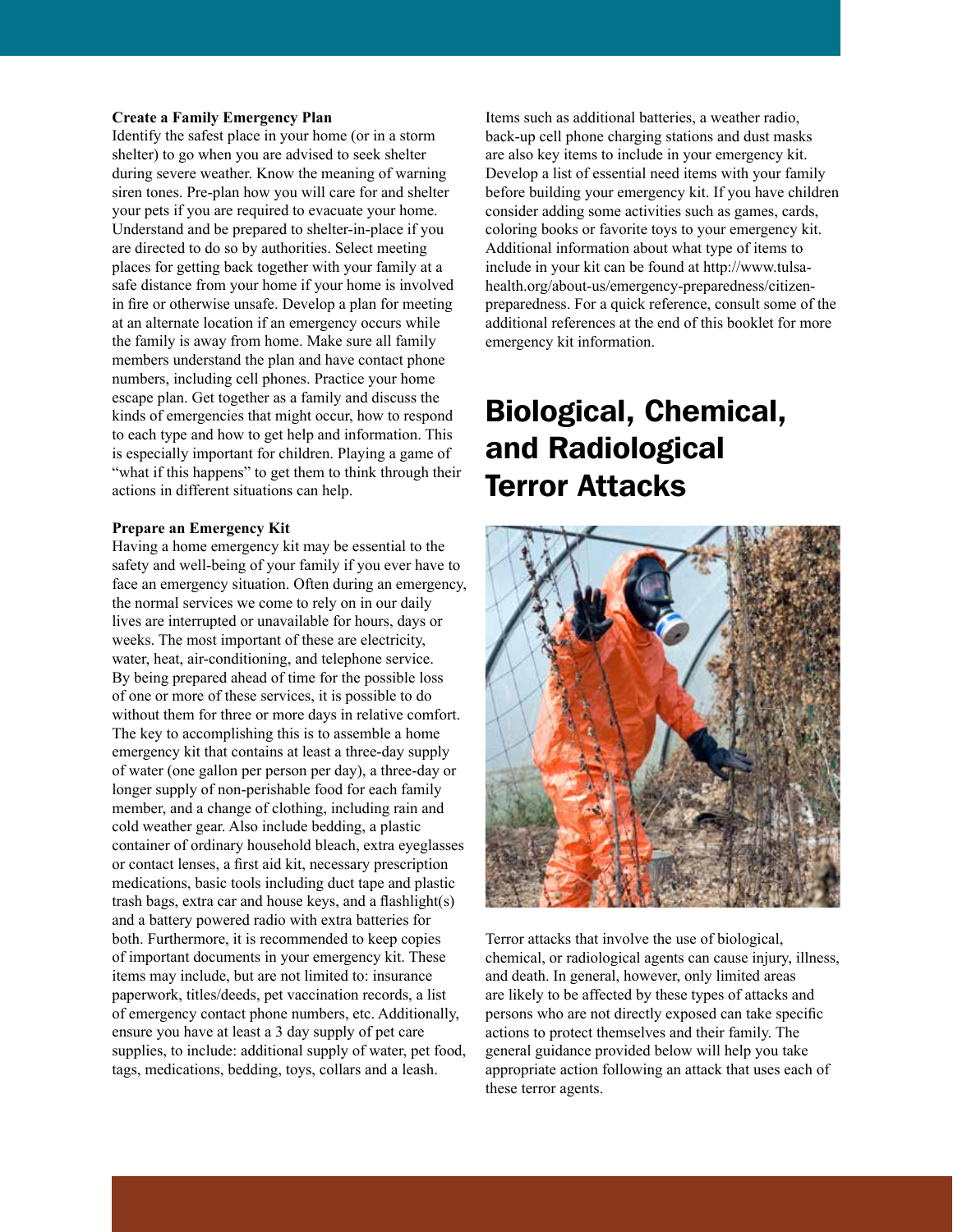**Create a Family Emergency Plan**

Identify the safest place in your home (or in a storm shelter) to go when you are advised to seek shelter during severe weather. Know the meaning of warning siren tones. Pre-plan how you will care for and shelter your pets if you are required to evacuate your home. Understand and be prepared to shelter-in-place if you are directed to do so by authorities. Select meeting places for getting back together with your family at a safe distance from your home if your home is involved in fire or otherwise unsafe. Develop a plan for meeting at an alternate location if an emergency occurs while the family is away from home. Make sure all family members understand the plan and have contact phone numbers, including cell phones. Practice your home escape plan. Get together as a family and discuss the kinds of emergencies that might occur, how to respond to each type and how to get help and information. This is especially important for children. Playing a game of "what if this happens" to get them to think through their actions in different situations can help.

**Prepare an Emergency Kit**

Having a home emergency kit may be essential to the safety and well-being of your family if you ever have to face an emergency situation. Often during an emergency, the normal services we come to rely on in our daily lives are interrupted or unavailable for hours, days or weeks. The most important of these are electricity, water, heat, air-conditioning, and telephone service. By being prepared ahead of time for the possible loss of one or more of these services, it is possible to do without them for three or more days in relative comfort. The key to accomplishing this is to assemble a home emergency kit that contains at least a three-day supply of water (one gallon per person per day), a three-day or longer supply of non-perishable food for each family member, and a change of clothing, including rain and cold weather gear. Also include bedding, a plastic container of ordinary household bleach, extra eyeglasses or contact lenses, a first aid kit, necessary prescription medications, basic tools including duct tape and plastic trash bags, extra car and house keys, and a flashlight(s) and a battery powered radio with extra batteries for both. Furthermore, it is recommended to keep copies of important documents in your emergency kit. These items may include, but are not limited to: insurance paperwork, titles/deeds, pet vaccination records, a list of emergency contact phone numbers, etc. Additionally, ensure you have at least a 3 day supply of pet care supplies, to include: additional supply of water, pet food, tags, medications, bedding, toys, collars and a leash.

Items such as additional batteries, a weather radio, back-up cell phone charging stations and dust masks are also key items to include in your emergency kit. Develop a list of essential need items with your family before building your emergency kit. If you have children consider adding some activities such as games, cards, coloring books or favorite toys to your emergency kit. Additional information about what type of items to include in your kit can be found at http://www.tulsa-health.org/about-us/emergency-preparedness/citizen-preparedness. For a quick reference, consult some of the additional references at the end of this booklet for more emergency kit information.

# Biological, Chemical, and Radiological Terror Attacks

Terror attacks that involve the use of biological, chemical, or radiological agents can cause injury, illness, and death. In general, however, only limited areas are likely to be affected by these types of attacks and persons who are not directly exposed can take specific actions to protect themselves and their family. The general guidance provided below will help you take appropriate action following an attack that uses each of these terror agents.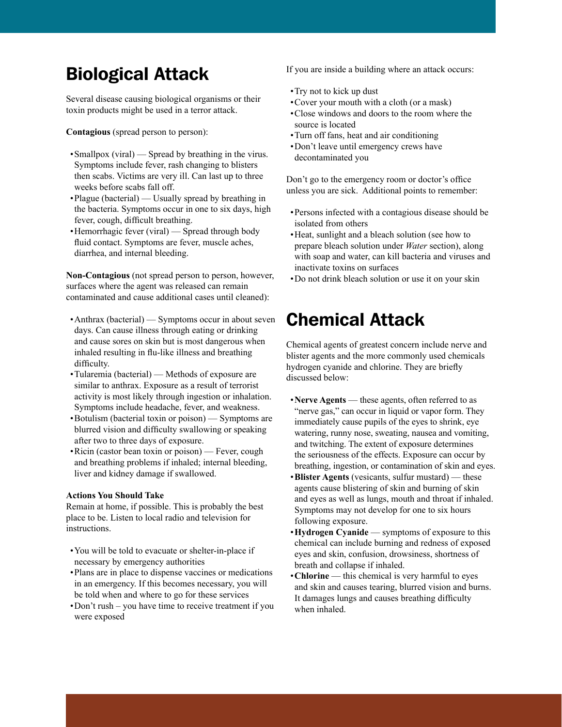# Biological Attack

Several disease causing biological organisms or their toxin products might be used in a terror attack.

**Contagious** (spread person to person):

- Smallpox (viral) — Spread by breathing in the virus. Symptoms include fever, rash changing to blisters then scabs. Victims are very ill. Can last up to three weeks before scabs fall off.
- Plague (bacterial) — Usually spread by breathing in the bacteria. Symptoms occur in one to six days, high fever, cough, difficult breathing.
- Hemorrhagic fever (viral) — Spread through body fluid contact. Symptoms are fever, muscle aches, diarrhea, and internal bleeding.

**Non-Contagious** (not spread person to person, however, surfaces where the agent was released can remain contaminated and cause additional cases until cleaned):

- Anthrax (bacterial) — Symptoms occur in about seven days. Can cause illness through eating or drinking and cause sores on skin but is most dangerous when inhaled resulting in flu-like illness and breathing difficulty.
- Tularemia (bacterial) — Methods of exposure are similar to anthrax. Exposure as a result of terrorist activity is most likely through ingestion or inhalation. Symptoms include headache, fever, and weakness.
- Botulism (bacterial toxin or poison) — Symptoms are blurred vision and difficulty swallowing or speaking after two to three days of exposure.
- Ricin (castor bean toxin or poison) — Fever, cough and breathing problems if inhaled; internal bleeding, liver and kidney damage if swallowed.

**Actions You Should Take**

Remain at home, if possible. This is probably the best place to be. Listen to local radio and television for instructions.

- You will be told to evacuate or shelter-in-place if necessary by emergency authorities
- Plans are in place to dispense vaccines or medications in an emergency. If this becomes necessary, you will be told when and where to go for these services
- Don't rush – you have time to receive treatment if you were exposed

If you are inside a building where an attack occurs:

- Try not to kick up dust
- Cover your mouth with a cloth (or a mask)
- Close windows and doors to the room where the source is located
- Turn off fans, heat and air conditioning
- Don't leave until emergency crews have decontaminated you

Don't go to the emergency room or doctor's office unless you are sick. Additional points to remember:

- Persons infected with a contagious disease should be isolated from others
- Heat, sunlight and a bleach solution (see how to prepare bleach solution under *Water* section), along with soap and water, can kill bacteria and viruses and inactivate toxins on surfaces
- Do not drink bleach solution or use it on your skin

# Chemical Attack

Chemical agents of greatest concern include nerve and blister agents and the more commonly used chemicals hydrogen cyanide and chlorine. They are briefly discussed below:

- **Nerve Agents** — these agents, often referred to as "nerve gas," can occur in liquid or vapor form. They immediately cause pupils of the eyes to shrink, eye watering, runny nose, sweating, nausea and vomiting, and twitching. The extent of exposure determines the seriousness of the effects. Exposure can occur by breathing, ingestion, or contamination of skin and eyes.
- **Blister Agents** (vesicants, sulfur mustard) — these agents cause blistering of skin and burning of skin and eyes as well as lungs, mouth and throat if inhaled. Symptoms may not develop for one to six hours following exposure.
- **Hydrogen Cyanide** — symptoms of exposure to this chemical can include burning and redness of exposed eyes and skin, confusion, drowsiness, shortness of breath and collapse if inhaled.
- **Chlorine** — this chemical is very harmful to eyes and skin and causes tearing, blurred vision and burns. It damages lungs and causes breathing difficulty when inhaled.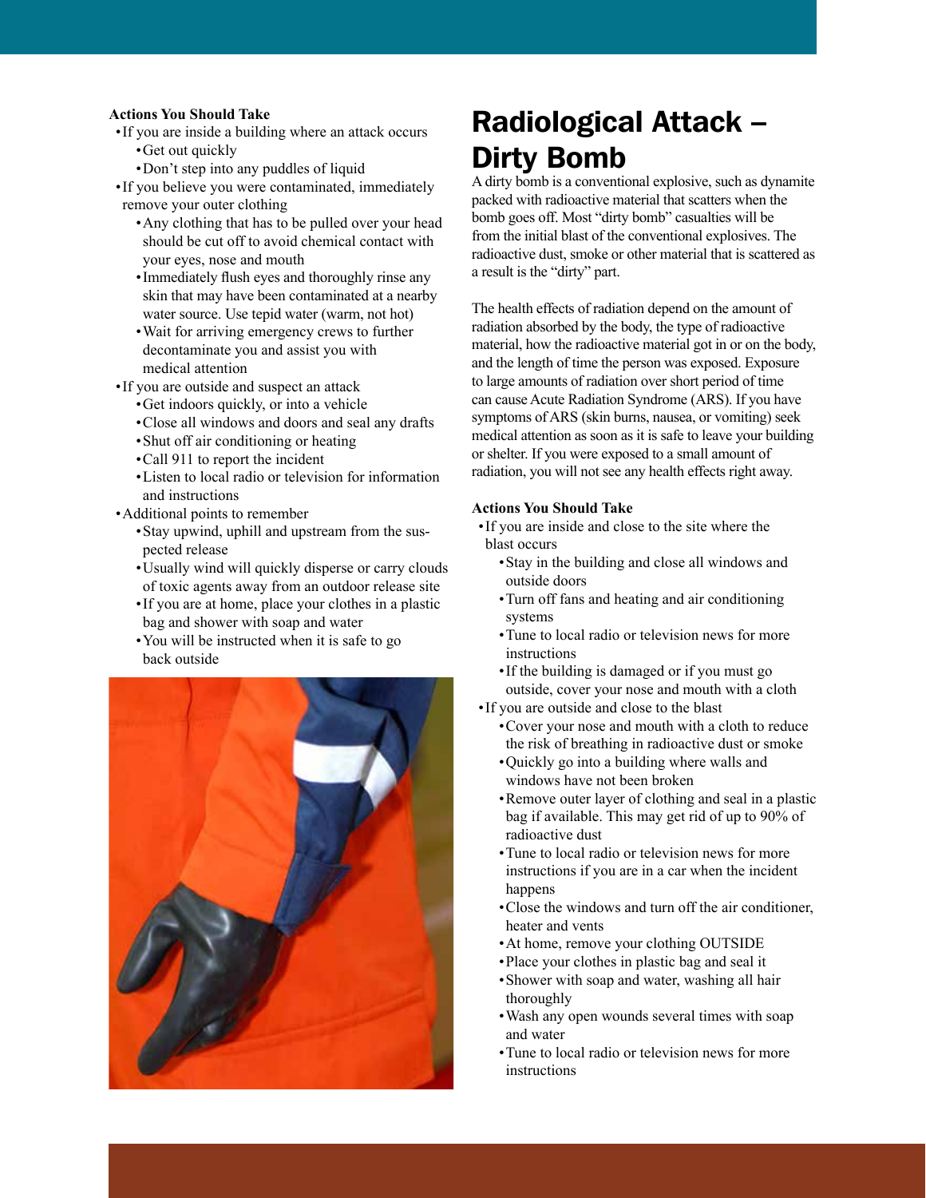**Actions You Should Take**

- If you are inside a building where an attack occurs
  - Get out quickly
  - Don't step into any puddles of liquid
- If you believe you were contaminated, immediately remove your outer clothing
  - Any clothing that has to be pulled over your head should be cut off to avoid chemical contact with your eyes, nose and mouth
  - Immediately flush eyes and thoroughly rinse any skin that may have been contaminated at a nearby water source. Use tepid water (warm, not hot)
  - Wait for arriving emergency crews to further decontaminate you and assist you with medical attention
- If you are outside and suspect an attack
  - Get indoors quickly, or into a vehicle
  - Close all windows and doors and seal any drafts
  - Shut off air conditioning or heating
  - Call 911 to report the incident
  - Listen to local radio or television for information and instructions
- Additional points to remember
  - Stay upwind, uphill and upstream from the suspected release
  - Usually wind will quickly disperse or carry clouds of toxic agents away from an outdoor release site
  - If you are at home, place your clothes in a plastic bag and shower with soap and water
  - You will be instructed when it is safe to go back outside

# Radiological Attack – Dirty Bomb

A dirty bomb is a conventional explosive, such as dynamite packed with radioactive material that scatters when the bomb goes off. Most "dirty bomb" casualties will be from the initial blast of the conventional explosives. The radioactive dust, smoke or other material that is scattered as a result is the "dirty" part.

The health effects of radiation depend on the amount of radiation absorbed by the body, the type of radioactive material, how the radioactive material got in or on the body, and the length of time the person was exposed. Exposure to large amounts of radiation over short period of time can cause Acute Radiation Syndrome (ARS). If you have symptoms of ARS (skin burns, nausea, or vomiting) seek medical attention as soon as it is safe to leave your building or shelter. If you were exposed to a small amount of radiation, you will not see any health effects right away.

**Actions You Should Take**

- If you are inside and close to the site where the blast occurs
  - Stay in the building and close all windows and outside doors
  - Turn off fans and heating and air conditioning systems
  - Tune to local radio or television news for more instructions
  - If the building is damaged or if you must go outside, cover your nose and mouth with a cloth
- If you are outside and close to the blast
  - Cover your nose and mouth with a cloth to reduce the risk of breathing in radioactive dust or smoke
  - Quickly go into a building where walls and windows have not been broken
  - Remove outer layer of clothing and seal in a plastic bag if available. This may get rid of up to 90% of radioactive dust
  - Tune to local radio or television news for more instructions if you are in a car when the incident happens
  - Close the windows and turn off the air conditioner, heater and vents
  - At home, remove your clothing OUTSIDE
  - Place your clothes in plastic bag and seal it
  - Shower with soap and water, washing all hair thoroughly
  - Wash any open wounds several times with soap and water
  - Tune to local radio or television news for more instructions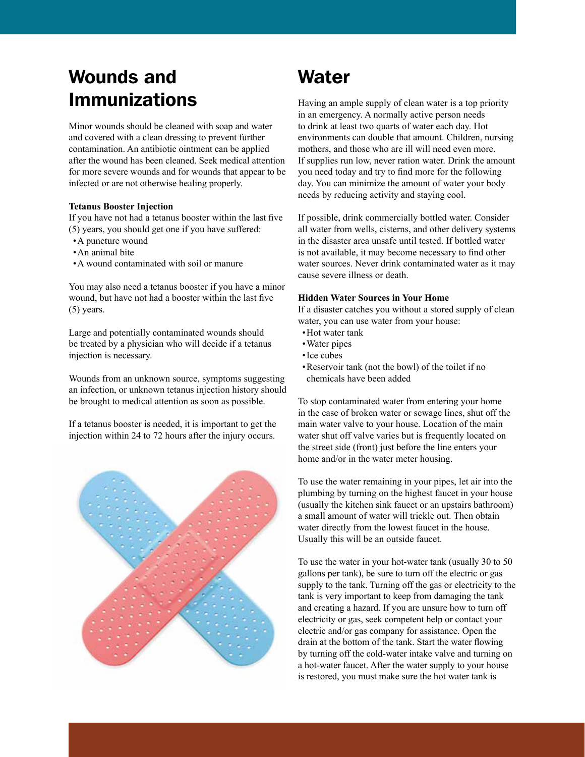## Wounds and Immunizations

Minor wounds should be cleaned with soap and water and covered with a clean dressing to prevent further contamination. An antibiotic ointment can be applied after the wound has been cleaned. Seek medical attention for more severe wounds and for wounds that appear to be infected or are not otherwise healing properly.

**Tetanus Booster Injection**

If you have not had a tetanus booster within the last five (5) years, you should get one if you have suffered:

- A puncture wound
- An animal bite
- A wound contaminated with soil or manure

You may also need a tetanus booster if you have a minor wound, but have not had a booster within the last five (5) years.

Large and potentially contaminated wounds should be treated by a physician who will decide if a tetanus injection is necessary.

Wounds from an unknown source, symptoms suggesting an infection, or unknown tetanus injection history should be brought to medical attention as soon as possible.

If a tetanus booster is needed, it is important to get the injection within 24 to 72 hours after the injury occurs.

## Water

Having an ample supply of clean water is a top priority in an emergency. A normally active person needs to drink at least two quarts of water each day. Hot environments can double that amount. Children, nursing mothers, and those who are ill will need even more. If supplies run low, never ration water. Drink the amount you need today and try to find more for the following day. You can minimize the amount of water your body needs by reducing activity and staying cool.

If possible, drink commercially bottled water. Consider all water from wells, cisterns, and other delivery systems in the disaster area unsafe until tested. If bottled water is not available, it may become necessary to find other water sources. Never drink contaminated water as it may cause severe illness or death.

**Hidden Water Sources in Your Home**

If a disaster catches you without a stored supply of clean water, you can use water from your house:

- Hot water tank
- Water pipes
- Ice cubes
- Reservoir tank (not the bowl) of the toilet if no chemicals have been added

To stop contaminated water from entering your home in the case of broken water or sewage lines, shut off the main water valve to your house. Location of the main water shut off valve varies but is frequently located on the street side (front) just before the line enters your home and/or in the water meter housing.

To use the water remaining in your pipes, let air into the plumbing by turning on the highest faucet in your house (usually the kitchen sink faucet or an upstairs bathroom) a small amount of water will trickle out. Then obtain water directly from the lowest faucet in the house. Usually this will be an outside faucet.

To use the water in your hot-water tank (usually 30 to 50 gallons per tank), be sure to turn off the electric or gas supply to the tank. Turning off the gas or electricity to the tank is very important to keep from damaging the tank and creating a hazard. If you are unsure how to turn off electricity or gas, seek competent help or contact your electric and/or gas company for assistance. Open the drain at the bottom of the tank. Start the water flowing by turning off the cold-water intake valve and turning on a hot-water faucet. After the water supply to your house is restored, you must make sure the hot water tank is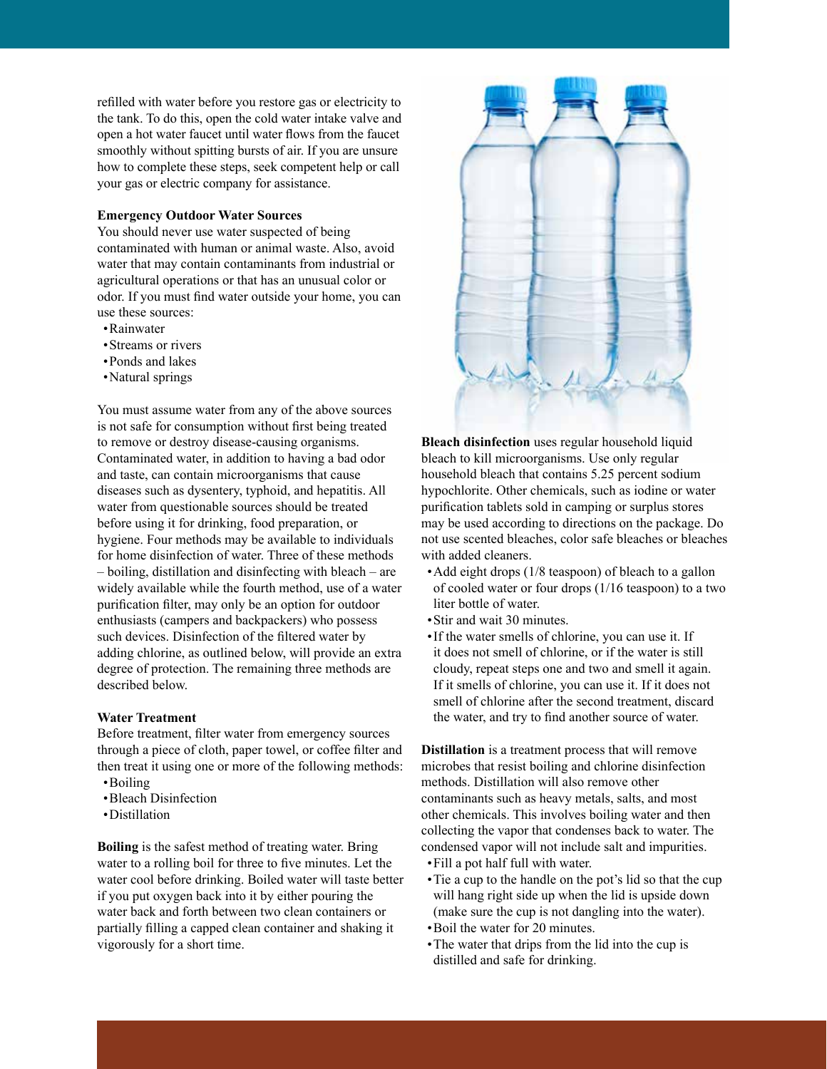refilled with water before you restore gas or electricity to the tank. To do this, open the cold water intake valve and open a hot water faucet until water flows from the faucet smoothly without spitting bursts of air. If you are unsure how to complete these steps, seek competent help or call your gas or electric company for assistance.

**Emergency Outdoor Water Sources**

You should never use water suspected of being contaminated with human or animal waste. Also, avoid water that may contain contaminants from industrial or agricultural operations or that has an unusual color or odor. If you must find water outside your home, you can use these sources:

- Rainwater
- Streams or rivers
- Ponds and lakes
- Natural springs

You must assume water from any of the above sources is not safe for consumption without first being treated to remove or destroy disease-causing organisms. Contaminated water, in addition to having a bad odor and taste, can contain microorganisms that cause diseases such as dysentery, typhoid, and hepatitis. All water from questionable sources should be treated before using it for drinking, food preparation, or hygiene. Four methods may be available to individuals for home disinfection of water. Three of these methods – boiling, distillation and disinfecting with bleach – are widely available while the fourth method, use of a water purification filter, may only be an option for outdoor enthusiasts (campers and backpackers) who possess such devices. Disinfection of the filtered water by adding chlorine, as outlined below, will provide an extra degree of protection. The remaining three methods are described below.

**Water Treatment**

Before treatment, filter water from emergency sources through a piece of cloth, paper towel, or coffee filter and then treat it using one or more of the following methods:

- Boiling
- Bleach Disinfection
- Distillation

**Boiling** is the safest method of treating water. Bring water to a rolling boil for three to five minutes. Let the water cool before drinking. Boiled water will taste better if you put oxygen back into it by either pouring the water back and forth between two clean containers or partially filling a capped clean container and shaking it vigorously for a short time.

**Bleach disinfection** uses regular household liquid bleach to kill microorganisms. Use only regular household bleach that contains 5.25 percent sodium hypochlorite. Other chemicals, such as iodine or water purification tablets sold in camping or surplus stores may be used according to directions on the package. Do not use scented bleaches, color safe bleaches or bleaches with added cleaners.

- Add eight drops (1/8 teaspoon) of bleach to a gallon of cooled water or four drops (1/16 teaspoon) to a two liter bottle of water.
- Stir and wait 30 minutes.
- If the water smells of chlorine, you can use it. If it does not smell of chlorine, or if the water is still cloudy, repeat steps one and two and smell it again. If it smells of chlorine, you can use it. If it does not smell of chlorine after the second treatment, discard the water, and try to find another source of water.

**Distillation** is a treatment process that will remove microbes that resist boiling and chlorine disinfection methods. Distillation will also remove other contaminants such as heavy metals, salts, and most other chemicals. This involves boiling water and then collecting the vapor that condenses back to water. The condensed vapor will not include salt and impurities.

- Fill a pot half full with water.
- Tie a cup to the handle on the pot's lid so that the cup will hang right side up when the lid is upside down (make sure the cup is not dangling into the water).
- Boil the water for 20 minutes.
- The water that drips from the lid into the cup is distilled and safe for drinking.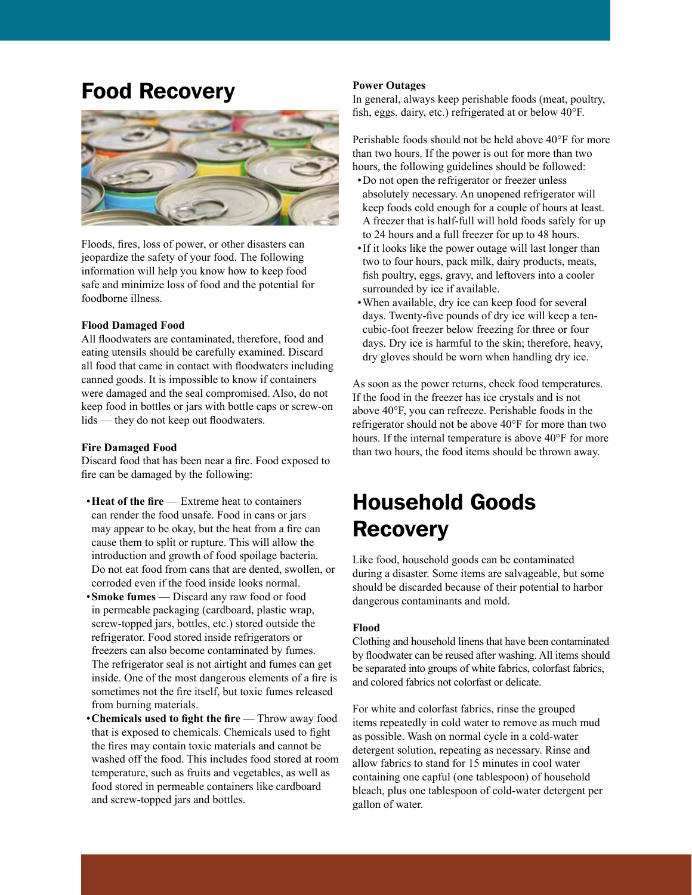# Food Recovery

Floods, fires, loss of power, or other disasters can jeopardize the safety of your food. The following information will help you know how to keep food safe and minimize loss of food and the potential for foodborne illness.

### Flood Damaged Food

All floodwaters are contaminated, therefore, food and eating utensils should be carefully examined. Discard all food that came in contact with floodwaters including canned goods. It is impossible to know if containers were damaged and the seal compromised. Also, do not keep food in bottles or jars with bottle caps or screw-on lids — they do not keep out floodwaters.

### Fire Damaged Food

Discard food that has been near a fire. Food exposed to fire can be damaged by the following:

- **Heat of the fire** — Extreme heat to containers can render the food unsafe. Food in cans or jars may appear to be okay, but the heat from a fire can cause them to split or rupture. This will allow the introduction and growth of food spoilage bacteria. Do not eat food from cans that are dented, swollen, or corroded even if the food inside looks normal.
- **Smoke fumes** — Discard any raw food or food in permeable packaging (cardboard, plastic wrap, screw-topped jars, bottles, etc.) stored outside the refrigerator. Food stored inside refrigerators or freezers can also become contaminated by fumes. The refrigerator seal is not airtight and fumes can get inside. One of the most dangerous elements of a fire is sometimes not the fire itself, but toxic fumes released from burning materials.
- **Chemicals used to fight the fire** — Throw away food that is exposed to chemicals. Chemicals used to fight the fires may contain toxic materials and cannot be washed off the food. This includes food stored at room temperature, such as fruits and vegetables, as well as food stored in permeable containers like cardboard and screw-topped jars and bottles.

### Power Outages

In general, always keep perishable foods (meat, poultry, fish, eggs, dairy, etc.) refrigerated at or below 40°F.

Perishable foods should not be held above 40°F for more than two hours. If the power is out for more than two hours, the following guidelines should be followed:

- Do not open the refrigerator or freezer unless absolutely necessary. An unopened refrigerator will keep foods cold enough for a couple of hours at least. A freezer that is half-full will hold foods safely for up to 24 hours and a full freezer for up to 48 hours.
- If it looks like the power outage will last longer than two to four hours, pack milk, dairy products, meats, fish poultry, eggs, gravy, and leftovers into a cooler surrounded by ice if available.
- When available, dry ice can keep food for several days. Twenty-five pounds of dry ice will keep a ten-cubic-foot freezer below freezing for three or four days. Dry ice is harmful to the skin; therefore, heavy, dry gloves should be worn when handling dry ice.

As soon as the power returns, check food temperatures. If the food in the freezer has ice crystals and is not above 40°F, you can refreeze. Perishable foods in the refrigerator should not be above 40°F for more than two hours. If the internal temperature is above 40°F for more than two hours, the food items should be thrown away.

# Household Goods Recovery

Like food, household goods can be contaminated during a disaster. Some items are salvageable, but some should be discarded because of their potential to harbor dangerous contaminants and mold.

### Flood

Clothing and household linens that have been contaminated by floodwater can be reused after washing. All items should be separated into groups of white fabrics, colorfast fabrics, and colored fabrics not colorfast or delicate.

For white and colorfast fabrics, rinse the grouped items repeatedly in cold water to remove as much mud as possible. Wash on normal cycle in a cold-water detergent solution, repeating as necessary. Rinse and allow fabrics to stand for 15 minutes in cool water containing one capful (one tablespoon) of household bleach, plus one tablespoon of cold-water detergent per gallon of water.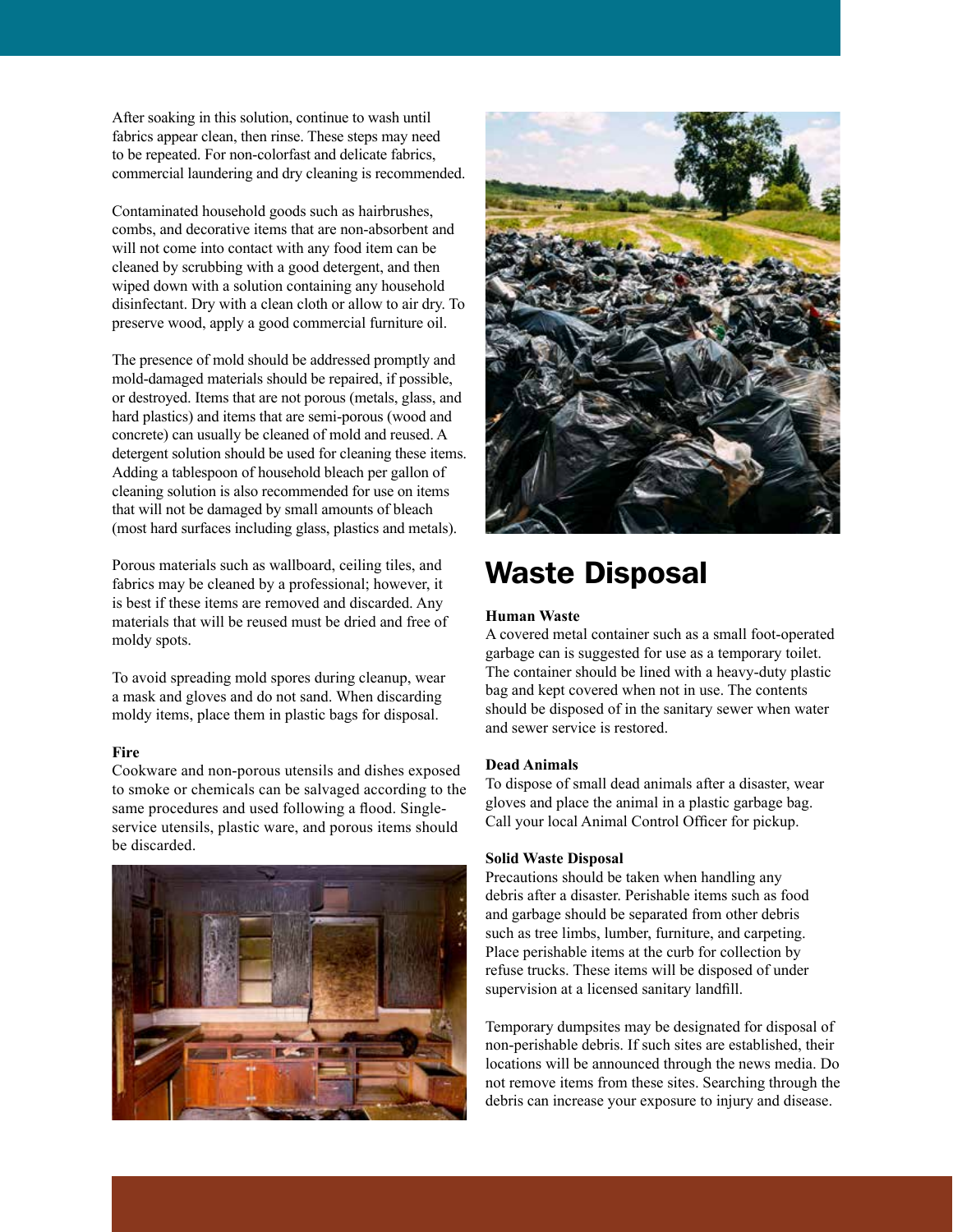After soaking in this solution, continue to wash until fabrics appear clean, then rinse. These steps may need to be repeated. For non-colorfast and delicate fabrics, commercial laundering and dry cleaning is recommended.

Contaminated household goods such as hairbrushes, combs, and decorative items that are non-absorbent and will not come into contact with any food item can be cleaned by scrubbing with a good detergent, and then wiped down with a solution containing any household disinfectant. Dry with a clean cloth or allow to air dry. To preserve wood, apply a good commercial furniture oil.

The presence of mold should be addressed promptly and mold-damaged materials should be repaired, if possible, or destroyed. Items that are not porous (metals, glass, and hard plastics) and items that are semi-porous (wood and concrete) can usually be cleaned of mold and reused. A detergent solution should be used for cleaning these items. Adding a tablespoon of household bleach per gallon of cleaning solution is also recommended for use on items that will not be damaged by small amounts of bleach (most hard surfaces including glass, plastics and metals).

Porous materials such as wallboard, ceiling tiles, and fabrics may be cleaned by a professional; however, it is best if these items are removed and discarded. Any materials that will be reused must be dried and free of moldy spots.

To avoid spreading mold spores during cleanup, wear a mask and gloves and do not sand. When discarding moldy items, place them in plastic bags for disposal.

**Fire**

Cookware and non-porous utensils and dishes exposed to smoke or chemicals can be salvaged according to the same procedures and used following a flood. Single-service utensils, plastic ware, and porous items should be discarded.

# Waste Disposal

**Human Waste**

A covered metal container such as a small foot-operated garbage can is suggested for use as a temporary toilet. The container should be lined with a heavy-duty plastic bag and kept covered when not in use. The contents should be disposed of in the sanitary sewer when water and sewer service is restored.

**Dead Animals**

To dispose of small dead animals after a disaster, wear gloves and place the animal in a plastic garbage bag. Call your local Animal Control Officer for pickup.

**Solid Waste Disposal**

Precautions should be taken when handling any debris after a disaster. Perishable items such as food and garbage should be separated from other debris such as tree limbs, lumber, furniture, and carpeting. Place perishable items at the curb for collection by refuse trucks. These items will be disposed of under supervision at a licensed sanitary landfill.

Temporary dumpsites may be designated for disposal of non-perishable debris. If such sites are established, their locations will be announced through the news media. Do not remove items from these sites. Searching through the debris can increase your exposure to injury and disease.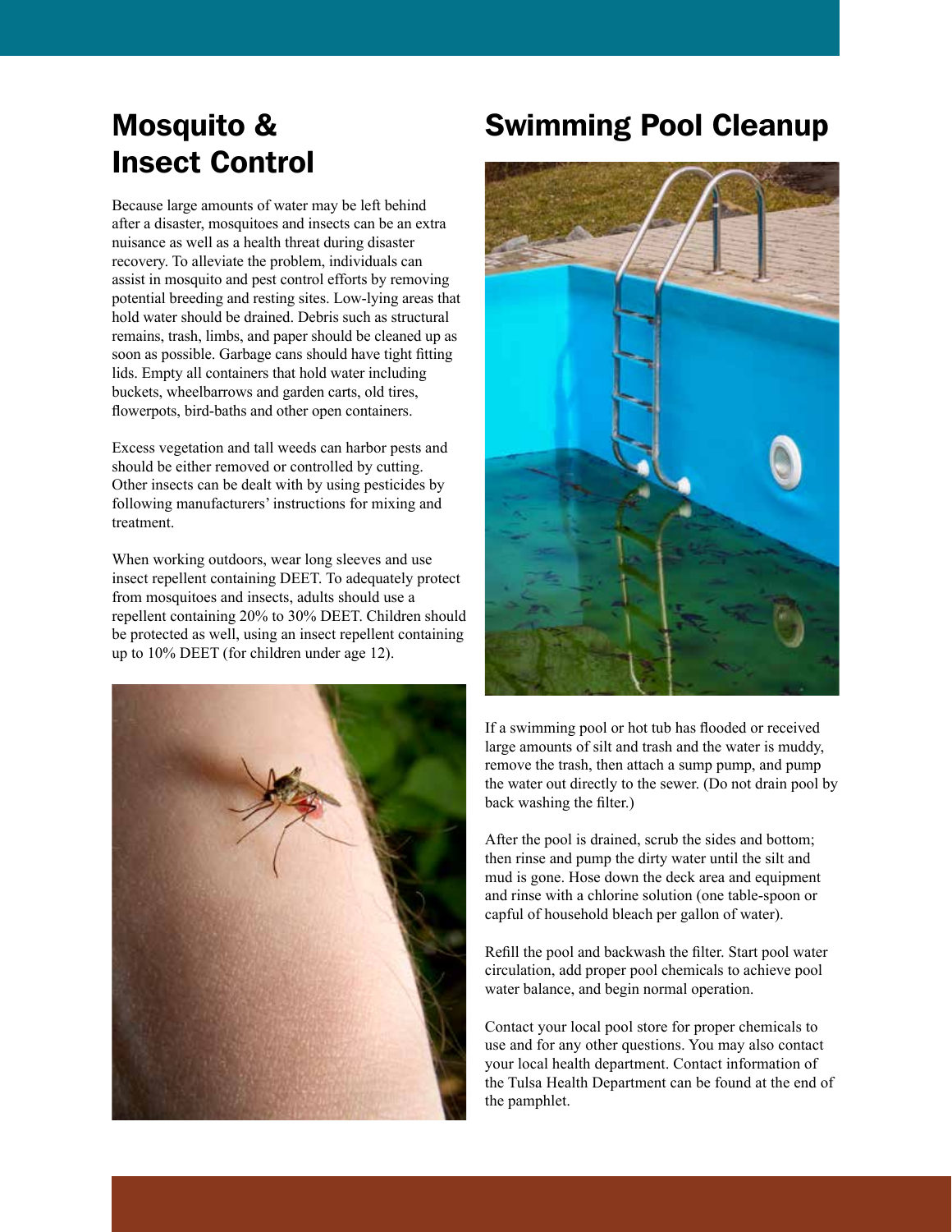## Mosquito & Insect Control

Because large amounts of water may be left behind after a disaster, mosquitoes and insects can be an extra nuisance as well as a health threat during disaster recovery. To alleviate the problem, individuals can assist in mosquito and pest control efforts by removing potential breeding and resting sites. Low-lying areas that hold water should be drained. Debris such as structural remains, trash, limbs, and paper should be cleaned up as soon as possible. Garbage cans should have tight fitting lids. Empty all containers that hold water including buckets, wheelbarrows and garden carts, old tires, flowerpots, bird-baths and other open containers.

Excess vegetation and tall weeds can harbor pests and should be either removed or controlled by cutting. Other insects can be dealt with by using pesticides by following manufacturers' instructions for mixing and treatment.

When working outdoors, wear long sleeves and use insect repellent containing DEET. To adequately protect from mosquitoes and insects, adults should use a repellent containing 20% to 30% DEET. Children should be protected as well, using an insect repellent containing up to 10% DEET (for children under age 12).

## Swimming Pool Cleanup

If a swimming pool or hot tub has flooded or received large amounts of silt and trash and the water is muddy, remove the trash, then attach a sump pump, and pump the water out directly to the sewer. (Do not drain pool by back washing the filter.)

After the pool is drained, scrub the sides and bottom; then rinse and pump the dirty water until the silt and mud is gone. Hose down the deck area and equipment and rinse with a chlorine solution (one table-spoon or capful of household bleach per gallon of water).

Refill the pool and backwash the filter. Start pool water circulation, add proper pool chemicals to achieve pool water balance, and begin normal operation.

Contact your local pool store for proper chemicals to use and for any other questions. You may also contact your local health department. Contact information of the Tulsa Health Department can be found at the end of the pamphlet.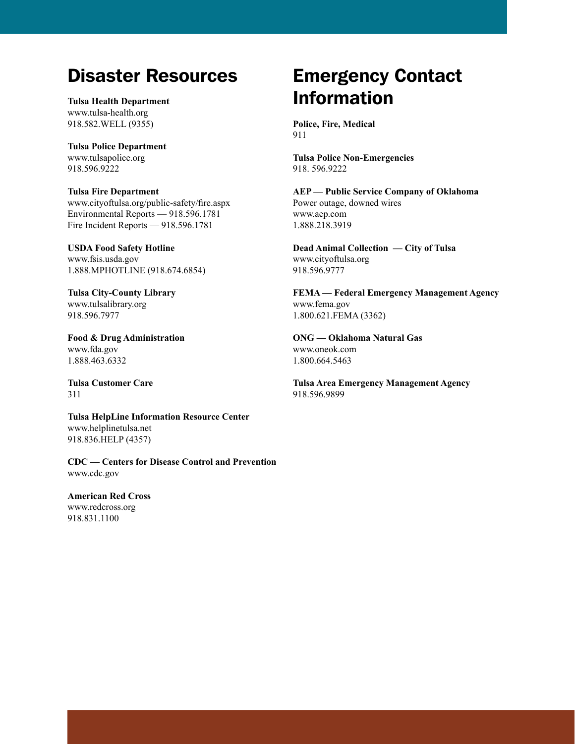## Disaster Resources

**Tulsa Health Department**
www.tulsa-health.org
918.582.WELL (9355)

**Tulsa Police Department**
www.tulsapolice.org
918.596.9222

**Tulsa Fire Department**
www.cityoftulsa.org/public-safety/fire.aspx
Environmental Reports — 918.596.1781
Fire Incident Reports — 918.596.1781

**USDA Food Safety Hotline**
www.fsis.usda.gov
1.888.MPHOTLINE (918.674.6854)

**Tulsa City-County Library**
www.tulsalibrary.org
918.596.7977

**Food & Drug Administration**
www.fda.gov
1.888.463.6332

**Tulsa Customer Care**
311

**Tulsa HelpLine Information Resource Center**
www.helplinetulsa.net
918.836.HELP (4357)

**CDC — Centers for Disease Control and Prevention**
www.cdc.gov

**American Red Cross**
www.redcross.org
918.831.1100

## Emergency Contact Information

**Police, Fire, Medical**
911

**Tulsa Police Non-Emergencies**
918. 596.9222

**AEP — Public Service Company of Oklahoma**
Power outage, downed wires
www.aep.com
1.888.218.3919

**Dead Animal Collection — City of Tulsa**
www.cityoftulsa.org
918.596.9777

**FEMA — Federal Emergency Management Agency**
www.fema.gov
1.800.621.FEMA (3362)

**ONG — Oklahoma Natural Gas**
www.oneok.com
1.800.664.5463

**Tulsa Area Emergency Management Agency**
918.596.9899